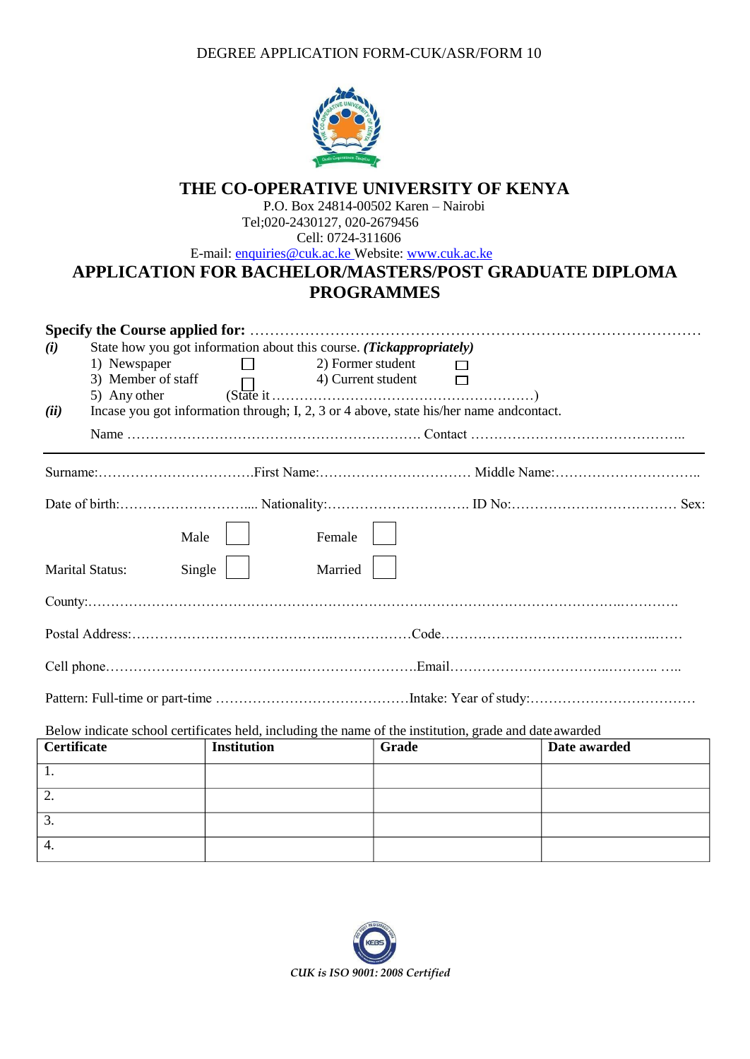DEGREE APPLICATION FORM-CUK/ASR/FORM 10

# THE CO-OPERATIVE UNIVERSITY OF KENYA

P.O. Box 24814-00502 Karen – Nairobi
Tel;020-2430127, 020-2679456
Cell: 0724-311606
E-mail: enquiries@cuk.ac.ke Website: www.cuk.ac.ke

## APPLICATION FOR BACHELOR/MASTERS/POST GRADUATE DIPLOMA PROGRAMMES

**Specify the Course applied for:** ………………………………………………………………………………

*(i)* State how you got information about this course. ***(Tickappropriately)***

1) Newspaper ☐ 2) Former student ☐
3) Member of staff ☐ 4) Current student ☐
5) Any other (State it ……………………………………………………)

*(ii)* Incase you got information through; I, 2, 3 or 4 above, state his/her name andcontact.

Name ………………………………………………………. Contact ……………………………………..

---

Surname:……………………………First Name:…………………………… Middle Name:…………………………..

Date of birth:………………………... Nationality:…………………………. ID No:……………………………… Sex:

Male ☐ Female ☐

Marital Status: Single ☐ Married ☐

County:……………………………………………………………………………………………………………….

Postal Address:……………………………………..……………….Code………………………………………..……

Cell phone……………………………………..…………………….Email…………………………..……….. …..

Pattern: Full-time or part-time ……………………………………Intake: Year of study:……………………………

Below indicate school certificates held, including the name of the institution, grade and date awarded

| Certificate | Institution | Grade | Date awarded |
|---|---|---|---|
| 1. | | | |
| 2. | | | |
| 3. | | | |
| 4. | | | |

*CUK is ISO 9001: 2008 Certified*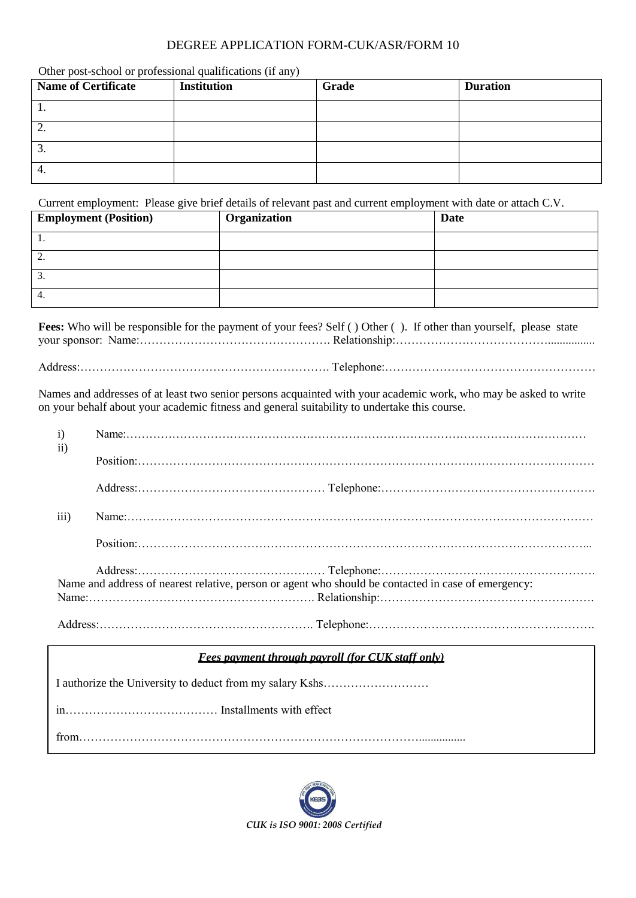DEGREE APPLICATION FORM-CUK/ASR/FORM 10

Other post-school or professional qualifications (if any)

| Name of Certificate | Institution | Grade | Duration |
|---|---|---|---|
| 1. | | | |
| 2. | | | |
| 3. | | | |
| 4. | | | |

Current employment: Please give brief details of relevant past and current employment with date or attach C.V.

| Employment (Position) | Organization | Date |
|---|---|---|
| 1. | | |
| 2. | | |
| 3. | | |
| 4. | | |

**Fees:** Who will be responsible for the payment of your fees? Self ( ) Other ( ). If other than yourself, please state your sponsor: Name:…………………………………………. Relationship:…………………………………................

Address:………………………………………………………. Telephone:………………………………………………

Names and addresses of at least two senior persons acquainted with your academic work, who may be asked to write on your behalf about your academic fitness and general suitability to undertake this course.

i) Name:……………………………………………………………………………………………………
ii)
Position:……………………………………………………………………………………………………

Address:………………………………………… Telephone:……………………………………………….

iii) Name:……………………………………………………………………………………………………

Position:…………………………………………………………………………………………………...

Address:………………………………………… Telephone:……………………………………………….

Name and address of nearest relative, person or agent who should be contacted in case of emergency:
Name:…………………………………………………. Relationship:……………………………………………….

Address:………………………………………………. Telephone:………………………………………………….

***Fees payment through payroll (for CUK staff only)***

I authorize the University to deduct from my salary Kshs………………………

in………………………………… Installments with effect

from…………………………………………………………………………...............

*CUK is ISO 9001: 2008 Certified*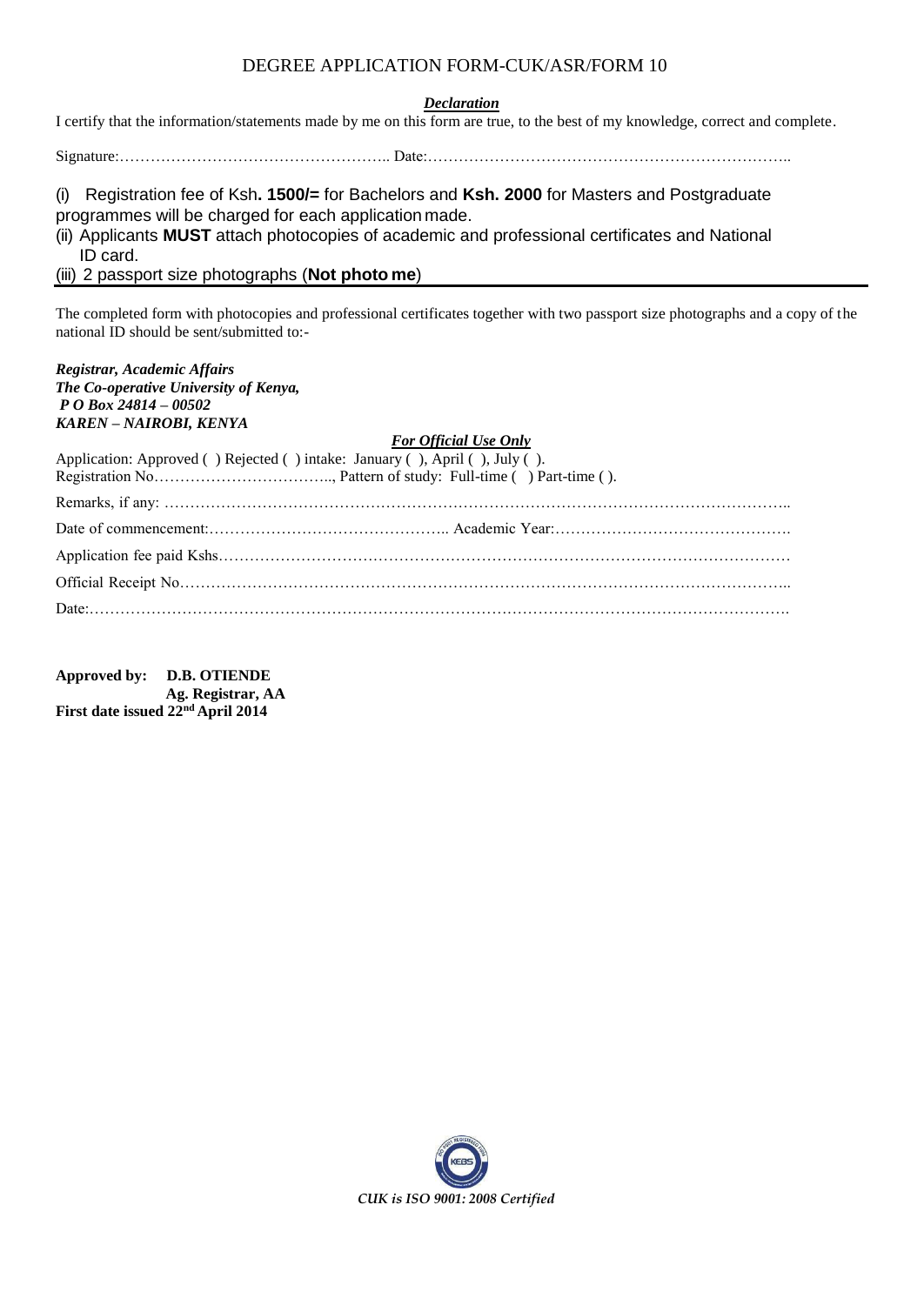DEGREE APPLICATION FORM-CUK/ASR/FORM 10

***Declaration***

I certify that the information/statements made by me on this form are true, to the best of my knowledge, correct and complete.

Signature:…………………………………………….. Date:……………………………………………………………..

(i) Registration fee of Ksh**. 1500/=** for Bachelors and **Ksh. 2000** for Masters and Postgraduate programmes will be charged for each application made.

(ii) Applicants **MUST** attach photocopies of academic and professional certificates and National ID card.

(iii) 2 passport size photographs (**Not photo me**)

---

The completed form with photocopies and professional certificates together with two passport size photographs and a copy of the national ID should be sent/submitted to:-

***Registrar, Academic Affairs***
***The Co-operative University of Kenya,***
***P O Box 24814 – 00502***
***KAREN – NAIROBI, KENYA***

***For Official Use Only***

Application: Approved ( ) Rejected ( ) intake: January ( ), April ( ), July ( ).
Registration No…………………………….., Pattern of study: Full-time ( ) Part-time ( ).

Remarks, if any: ……………………………………………………………………………………………………..

Date of commencement:……………………………………….. Academic Year:……………………………………….

Application fee paid Kshs………………………………………………………………………………………………

Official Receipt No……………………………………………………………………………………………………...

Date:…………………………………………………………………………………………………………………….

**Approved by: D.B. OTIENDE**
**Ag. Registrar, AA**
**First date issued 22nd April 2014**

*CUK is ISO 9001: 2008 Certified*